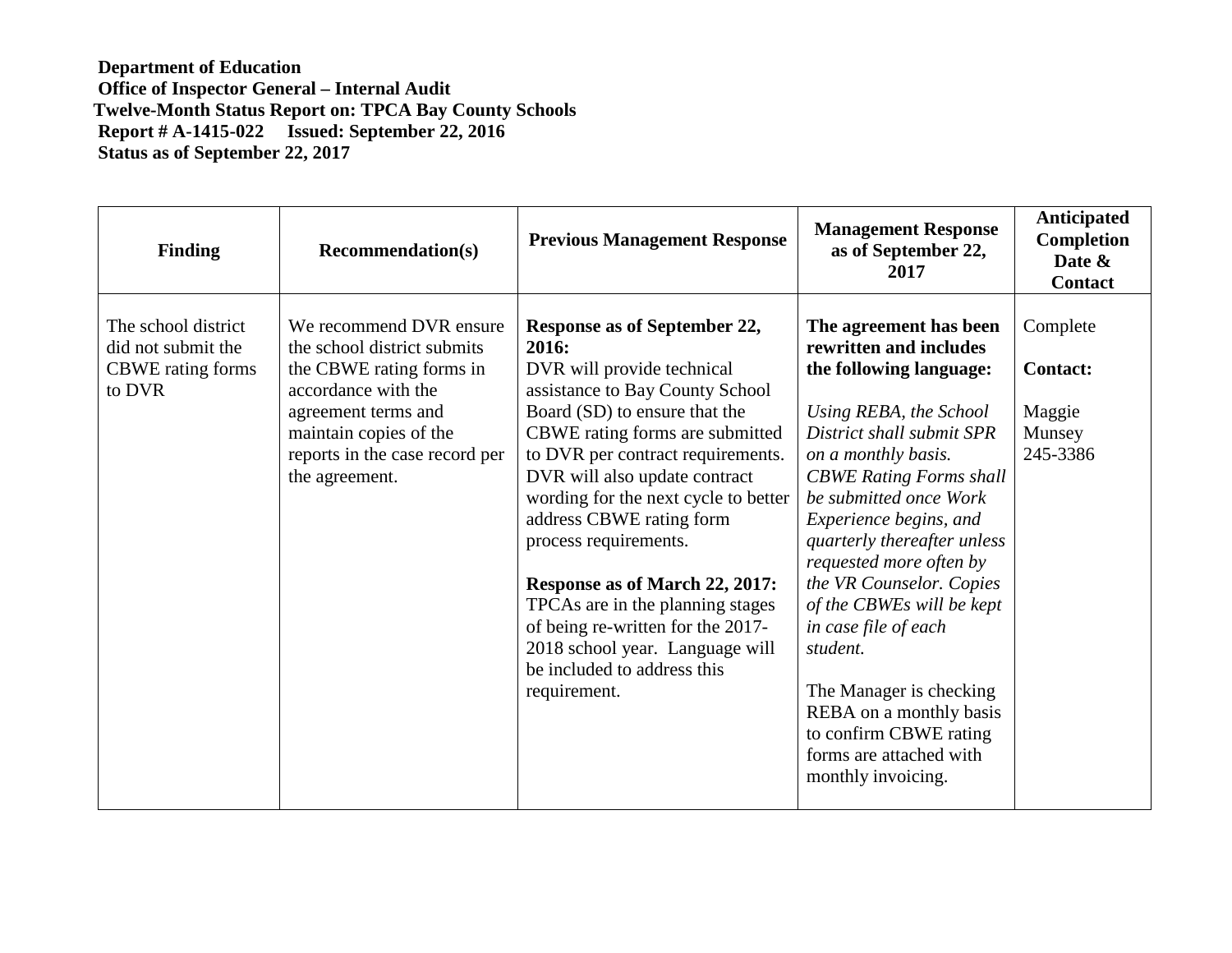**Department of Education**
**Office of Inspector General – Internal Audit**
**Twelve-Month Status Report on: TPCA Bay County Schools**
**Report # A-1415-022 Issued: September 22, 2016**
**Status as of September 22, 2017**

| Finding | Recommendation(s) | Previous Management Response | Management Response as of September 22, 2017 | Anticipated Completion Date & Contact |
|---|---|---|---|---|
| The school district did not submit the CBWE rating forms to DVR | We recommend DVR ensure the school district submits the CBWE rating forms in accordance with the agreement terms and maintain copies of the reports in the case record per the agreement. | **Response as of September 22, 2016:**<br>DVR will provide technical assistance to Bay County School Board (SD) to ensure that the CBWE rating forms are submitted to DVR per contract requirements. DVR will also update contract wording for the next cycle to better address CBWE rating form process requirements.<br><br>**Response as of March 22, 2017:**<br>TPCAs are in the planning stages of being re-written for the 2017-2018 school year. Language will be included to address this requirement. | **The agreement has been rewritten and includes the following language:**<br><br>*Using REBA, the School District shall submit SPR on a monthly basis. CBWE Rating Forms shall be submitted once Work Experience begins, and quarterly thereafter unless requested more often by the VR Counselor. Copies of the CBWEs will be kept in case file of each student.*<br><br>The Manager is checking REBA on a monthly basis to confirm CBWE rating forms are attached with monthly invoicing. | Complete<br><br>**Contact:**<br><br>Maggie Munsey 245-3386 |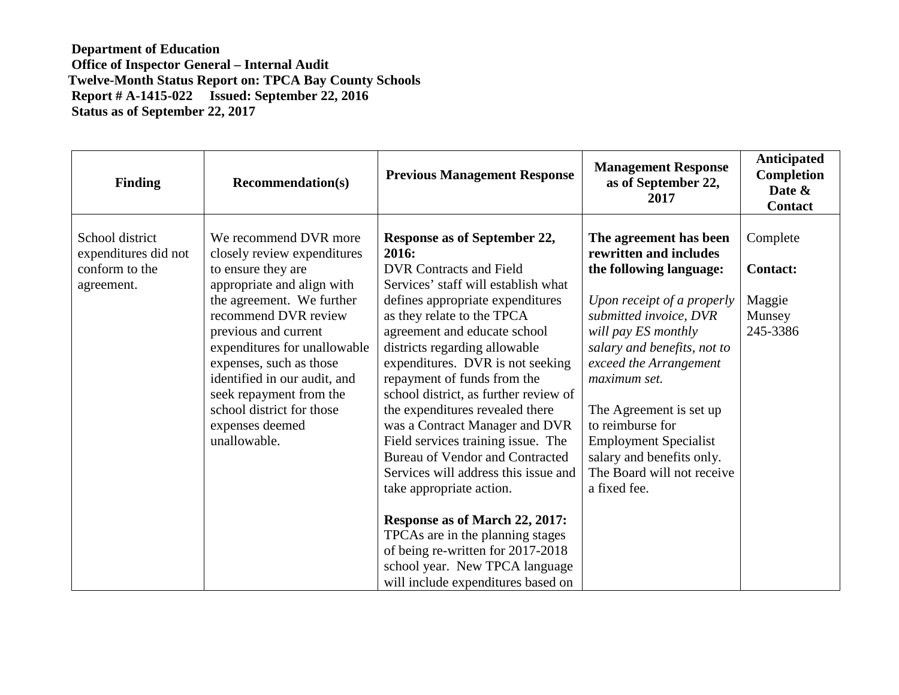**Department of Education**
**Office of Inspector General – Internal Audit**
**Twelve-Month Status Report on: TPCA Bay County Schools**
**Report # A-1415-022 Issued: September 22, 2016**
**Status as of September 22, 2017**

| Finding | Recommendation(s) | Previous Management Response | Management Response as of September 22, 2017 | Anticipated Completion Date & Contact |
|---|---|---|---|---|
| School district expenditures did not conform to the agreement. | We recommend DVR more closely review expenditures to ensure they are appropriate and align with the agreement. We further recommend DVR review previous and current expenditures for unallowable expenses, such as those identified in our audit, and seek repayment from the school district for those expenses deemed unallowable. | **Response as of September 22, 2016:** DVR Contracts and Field Services' staff will establish what defines appropriate expenditures as they relate to the TPCA agreement and educate school districts regarding allowable expenditures. DVR is not seeking repayment of funds from the school district, as further review of the expenditures revealed there was a Contract Manager and DVR Field services training issue. The Bureau of Vendor and Contracted Services will address this issue and take appropriate action.<br><br>**Response as of March 22, 2017:** TPCAs are in the planning stages of being re-written for 2017-2018 school year. New TPCA language will include expenditures based on | **The agreement has been rewritten and includes the following language:**<br><br>*Upon receipt of a properly submitted invoice, DVR will pay ES monthly salary and benefits, not to exceed the Arrangement maximum set.*<br><br>The Agreement is set up to reimburse for Employment Specialist salary and benefits only. The Board will not receive a fixed fee. | Complete<br><br>**Contact:**<br><br>Maggie Munsey 245-3386 |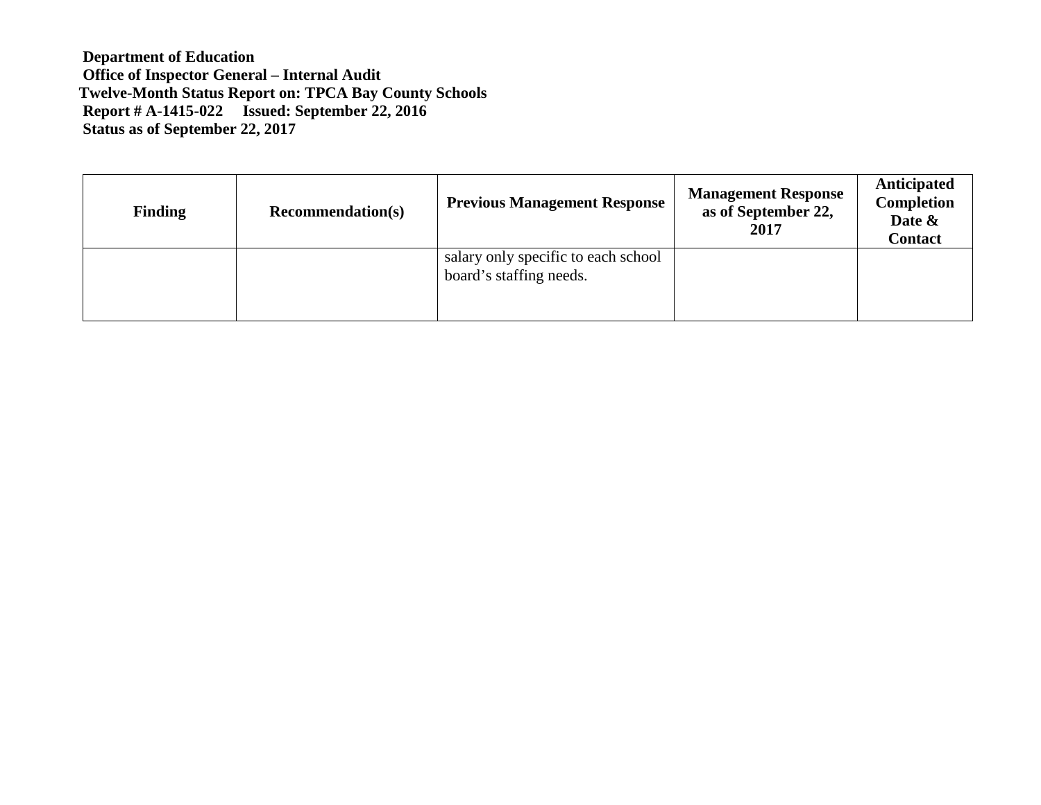**Department of Education**
**Office of Inspector General – Internal Audit**
**Twelve-Month Status Report on: TPCA Bay County Schools**
**Report # A-1415-022 Issued: September 22, 2016**
**Status as of September 22, 2017**

| Finding | Recommendation(s) | Previous Management Response | Management Response as of September 22, 2017 | Anticipated Completion Date & Contact |
|---|---|---|---|---|
| | | salary only specific to each school board's staffing needs. | | |